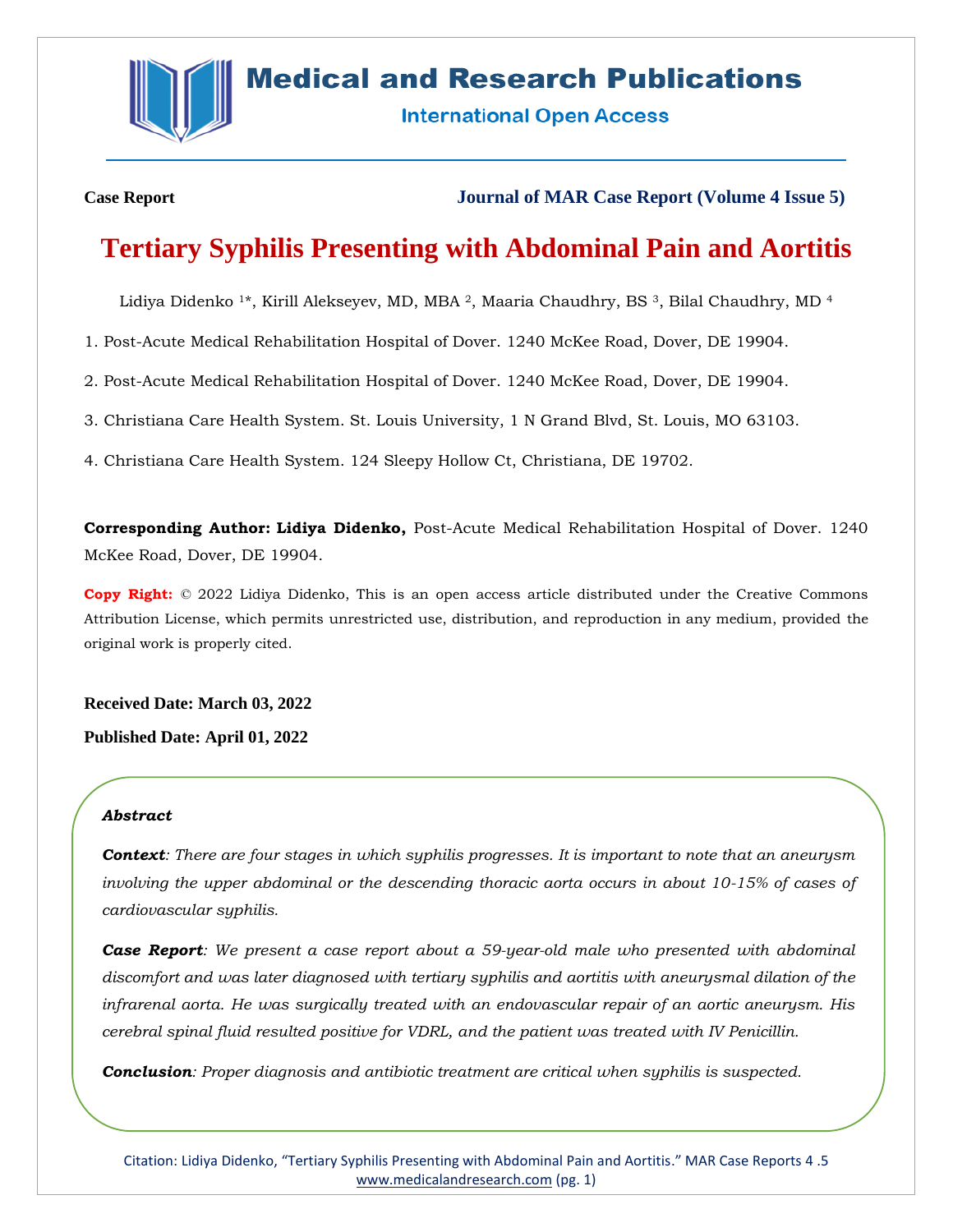Medical and Research Publications

International Open Access

**Case Report** **Journal of MAR Case Report (Volume 4 Issue 5)**

# Tertiary Syphilis Presenting with Abdominal Pain and Aortitis

Lidiya Didenko [1]*, Kirill Alekseyev, MD, MBA [2], Maaria Chaudhry, BS [3], Bilal Chaudhry, MD [4]

1. Post-Acute Medical Rehabilitation Hospital of Dover. 1240 McKee Road, Dover, DE 19904.
2. Post-Acute Medical Rehabilitation Hospital of Dover. 1240 McKee Road, Dover, DE 19904.
3. Christiana Care Health System. St. Louis University, 1 N Grand Blvd, St. Louis, MO 63103.
4. Christiana Care Health System. 124 Sleepy Hollow Ct, Christiana, DE 19702.

**Corresponding Author: Lidiya Didenko,** Post-Acute Medical Rehabilitation Hospital of Dover. 1240 McKee Road, Dover, DE 19904.

**Copy Right:** © 2022 Lidiya Didenko, This is an open access article distributed under the Creative Commons Attribution License, which permits unrestricted use, distribution, and reproduction in any medium, provided the original work is properly cited.

**Received Date: March 03, 2022**

**Published Date: April 01, 2022**

***Abstract***

***Context****: There are four stages in which syphilis progresses. It is important to note that an aneurysm involving the upper abdominal or the descending thoracic aorta occurs in about 10-15% of cases of cardiovascular syphilis.*

***Case Report****: We present a case report about a 59-year-old male who presented with abdominal discomfort and was later diagnosed with tertiary syphilis and aortitis with aneurysmal dilation of the infrarenal aorta. He was surgically treated with an endovascular repair of an aortic aneurysm. His cerebral spinal fluid resulted positive for VDRL, and the patient was treated with IV Penicillin.*

***Conclusion****: Proper diagnosis and antibiotic treatment are critical when syphilis is suspected.*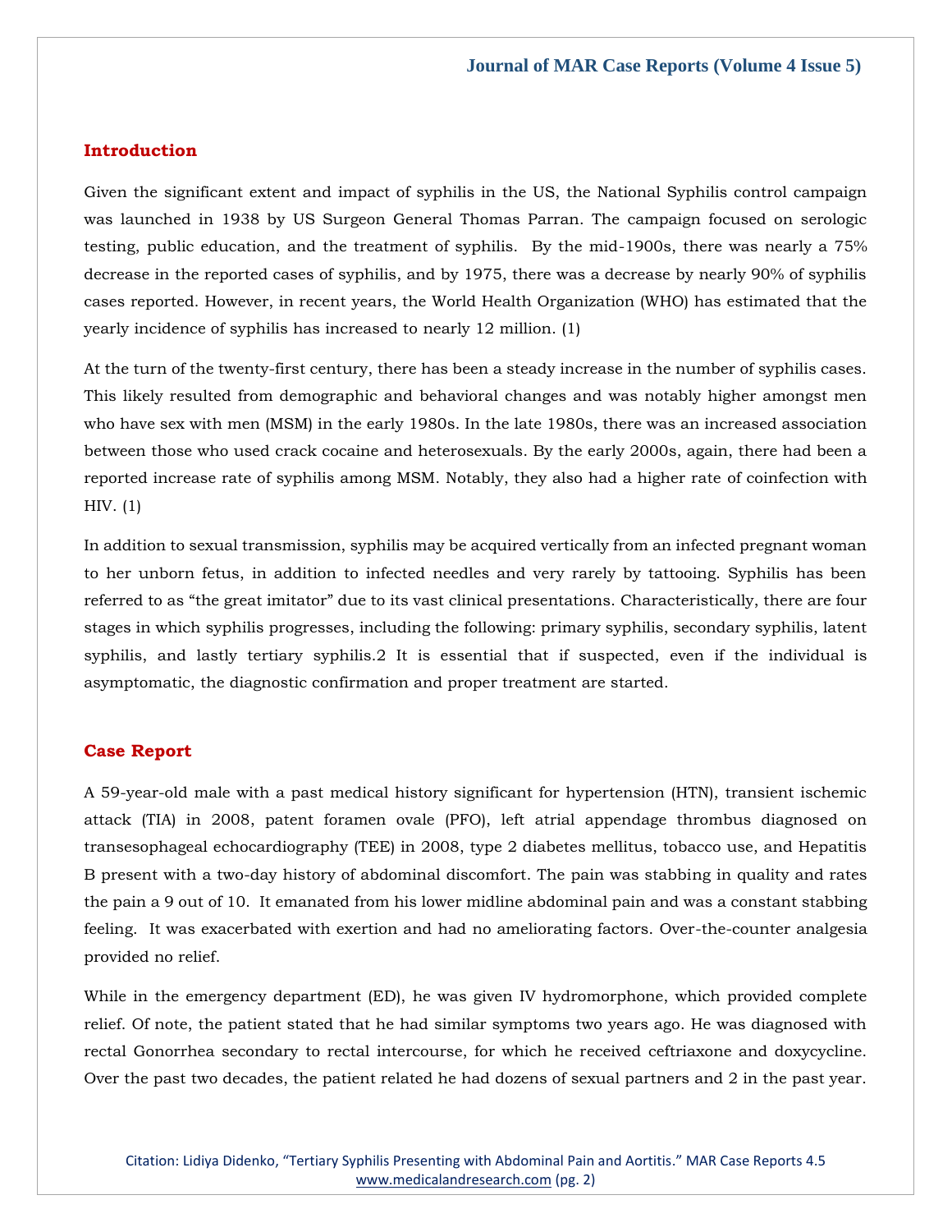## Introduction

Given the significant extent and impact of syphilis in the US, the National Syphilis control campaign was launched in 1938 by US Surgeon General Thomas Parran. The campaign focused on serologic testing, public education, and the treatment of syphilis. By the mid-1900s, there was nearly a 75% decrease in the reported cases of syphilis, and by 1975, there was a decrease by nearly 90% of syphilis cases reported. However, in recent years, the World Health Organization (WHO) has estimated that the yearly incidence of syphilis has increased to nearly 12 million. (1)

At the turn of the twenty-first century, there has been a steady increase in the number of syphilis cases. This likely resulted from demographic and behavioral changes and was notably higher amongst men who have sex with men (MSM) in the early 1980s. In the late 1980s, there was an increased association between those who used crack cocaine and heterosexuals. By the early 2000s, again, there had been a reported increase rate of syphilis among MSM. Notably, they also had a higher rate of coinfection with HIV. (1)

In addition to sexual transmission, syphilis may be acquired vertically from an infected pregnant woman to her unborn fetus, in addition to infected needles and very rarely by tattooing. Syphilis has been referred to as "the great imitator" due to its vast clinical presentations. Characteristically, there are four stages in which syphilis progresses, including the following: primary syphilis, secondary syphilis, latent syphilis, and lastly tertiary syphilis.2 It is essential that if suspected, even if the individual is asymptomatic, the diagnostic confirmation and proper treatment are started.

## Case Report

A 59-year-old male with a past medical history significant for hypertension (HTN), transient ischemic attack (TIA) in 2008, patent foramen ovale (PFO), left atrial appendage thrombus diagnosed on transesophageal echocardiography (TEE) in 2008, type 2 diabetes mellitus, tobacco use, and Hepatitis B present with a two-day history of abdominal discomfort. The pain was stabbing in quality and rates the pain a 9 out of 10. It emanated from his lower midline abdominal pain and was a constant stabbing feeling. It was exacerbated with exertion and had no ameliorating factors. Over-the-counter analgesia provided no relief.

While in the emergency department (ED), he was given IV hydromorphone, which provided complete relief. Of note, the patient stated that he had similar symptoms two years ago. He was diagnosed with rectal Gonorrhea secondary to rectal intercourse, for which he received ceftriaxone and doxycycline. Over the past two decades, the patient related he had dozens of sexual partners and 2 in the past year.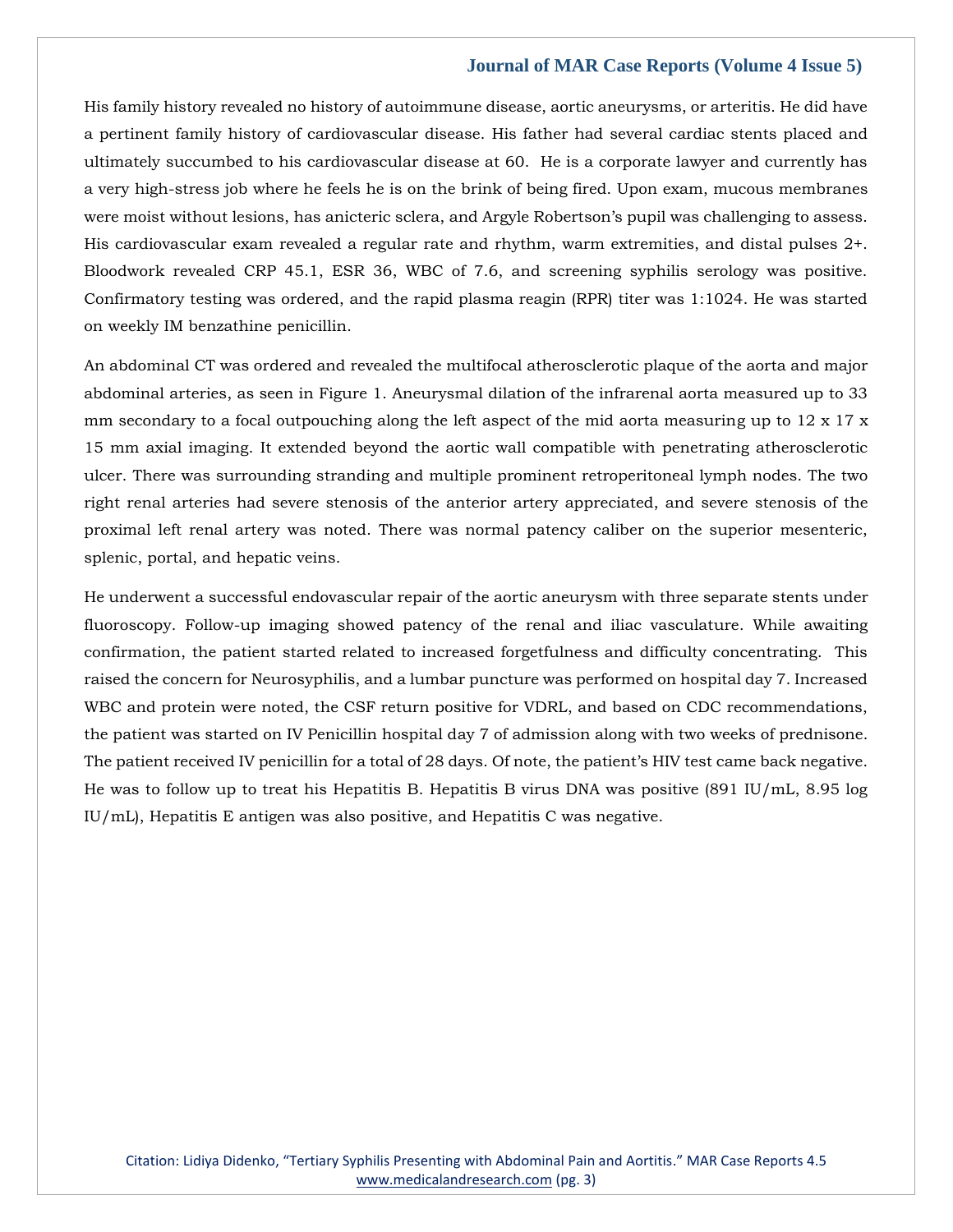His family history revealed no history of autoimmune disease, aortic aneurysms, or arteritis. He did have a pertinent family history of cardiovascular disease. His father had several cardiac stents placed and ultimately succumbed to his cardiovascular disease at 60.  He is a corporate lawyer and currently has a very high-stress job where he feels he is on the brink of being fired. Upon exam, mucous membranes were moist without lesions, has anicteric sclera, and Argyle Robertson's pupil was challenging to assess. His cardiovascular exam revealed a regular rate and rhythm, warm extremities, and distal pulses 2+. Bloodwork revealed CRP 45.1, ESR 36, WBC of 7.6, and screening syphilis serology was positive. Confirmatory testing was ordered, and the rapid plasma reagin (RPR) titer was 1:1024. He was started on weekly IM benzathine penicillin.

An abdominal CT was ordered and revealed the multifocal atherosclerotic plaque of the aorta and major abdominal arteries, as seen in Figure 1. Aneurysmal dilation of the infrarenal aorta measured up to 33 mm secondary to a focal outpouching along the left aspect of the mid aorta measuring up to 12 x 17 x 15 mm axial imaging. It extended beyond the aortic wall compatible with penetrating atherosclerotic ulcer. There was surrounding stranding and multiple prominent retroperitoneal lymph nodes. The two right renal arteries had severe stenosis of the anterior artery appreciated, and severe stenosis of the proximal left renal artery was noted. There was normal patency caliber on the superior mesenteric, splenic, portal, and hepatic veins.

He underwent a successful endovascular repair of the aortic aneurysm with three separate stents under fluoroscopy. Follow-up imaging showed patency of the renal and iliac vasculature. While awaiting confirmation, the patient started related to increased forgetfulness and difficulty concentrating.  This raised the concern for Neurosyphilis, and a lumbar puncture was performed on hospital day 7. Increased WBC and protein were noted, the CSF return positive for VDRL, and based on CDC recommendations, the patient was started on IV Penicillin hospital day 7 of admission along with two weeks of prednisone. The patient received IV penicillin for a total of 28 days. Of note, the patient's HIV test came back negative. He was to follow up to treat his Hepatitis B. Hepatitis B virus DNA was positive (891 IU/mL, 8.95 log IU/mL), Hepatitis E antigen was also positive, and Hepatitis C was negative.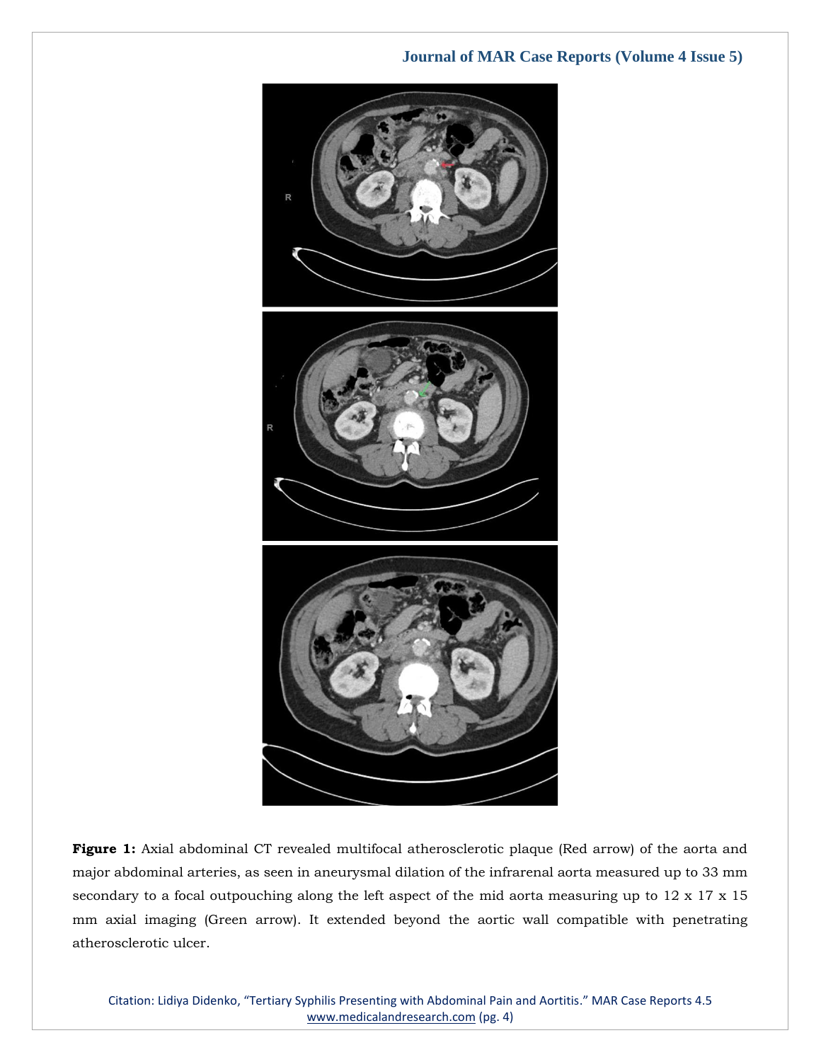**Figure 1:** Axial abdominal CT revealed multifocal atherosclerotic plaque (Red arrow) of the aorta and major abdominal arteries, as seen in aneurysmal dilation of the infrarenal aorta measured up to 33 mm secondary to a focal outpouching along the left aspect of the mid aorta measuring up to 12 x 17 x 15 mm axial imaging (Green arrow). It extended beyond the aortic wall compatible with penetrating atherosclerotic ulcer.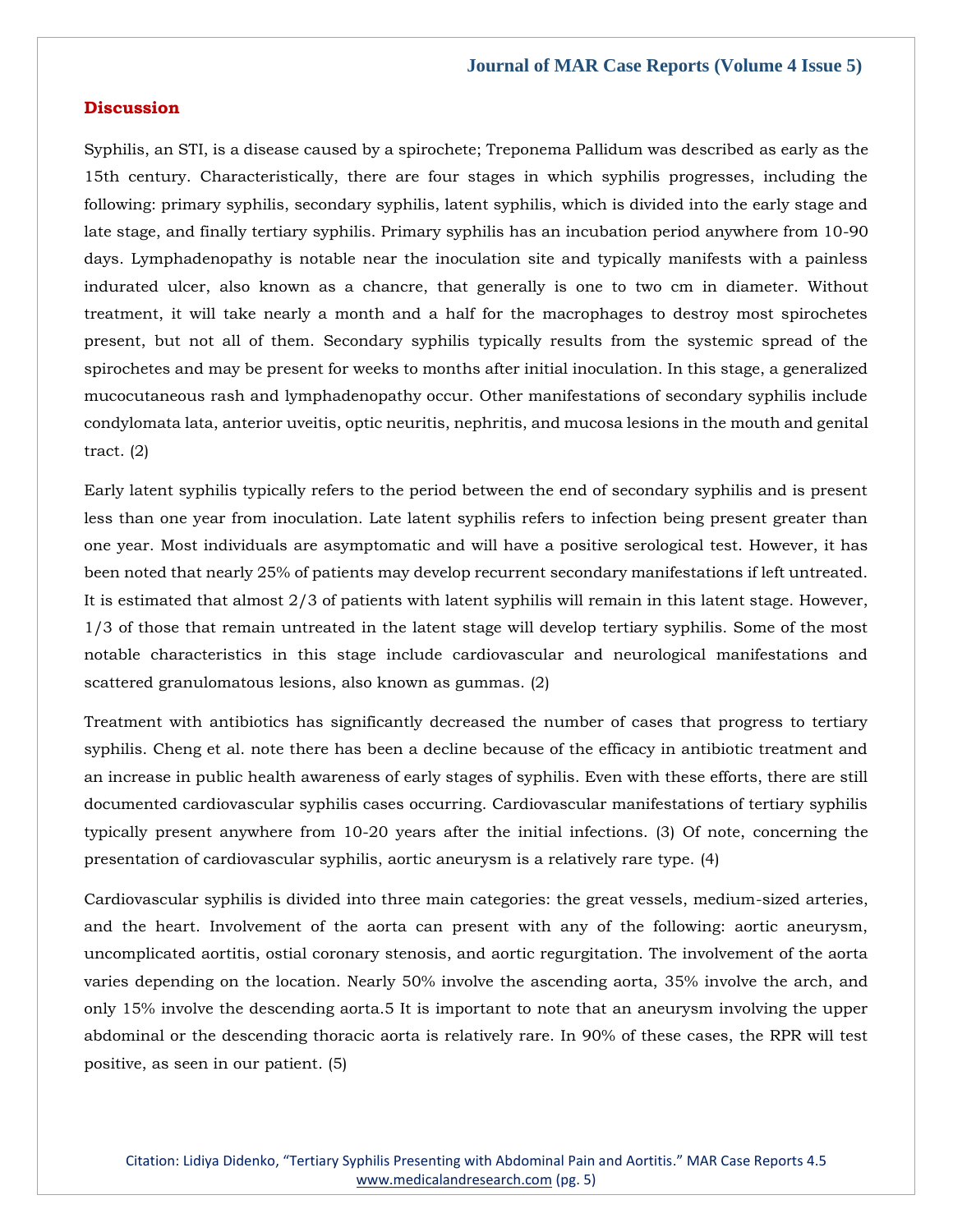## Discussion

Syphilis, an STI, is a disease caused by a spirochete; Treponema Pallidum was described as early as the 15th century. Characteristically, there are four stages in which syphilis progresses, including the following: primary syphilis, secondary syphilis, latent syphilis, which is divided into the early stage and late stage, and finally tertiary syphilis. Primary syphilis has an incubation period anywhere from 10-90 days. Lymphadenopathy is notable near the inoculation site and typically manifests with a painless indurated ulcer, also known as a chancre, that generally is one to two cm in diameter. Without treatment, it will take nearly a month and a half for the macrophages to destroy most spirochetes present, but not all of them. Secondary syphilis typically results from the systemic spread of the spirochetes and may be present for weeks to months after initial inoculation. In this stage, a generalized mucocutaneous rash and lymphadenopathy occur. Other manifestations of secondary syphilis include condylomata lata, anterior uveitis, optic neuritis, nephritis, and mucosa lesions in the mouth and genital tract. (2)

Early latent syphilis typically refers to the period between the end of secondary syphilis and is present less than one year from inoculation. Late latent syphilis refers to infection being present greater than one year. Most individuals are asymptomatic and will have a positive serological test. However, it has been noted that nearly 25% of patients may develop recurrent secondary manifestations if left untreated. It is estimated that almost 2/3 of patients with latent syphilis will remain in this latent stage. However, 1/3 of those that remain untreated in the latent stage will develop tertiary syphilis. Some of the most notable characteristics in this stage include cardiovascular and neurological manifestations and scattered granulomatous lesions, also known as gummas. (2)

Treatment with antibiotics has significantly decreased the number of cases that progress to tertiary syphilis. Cheng et al. note there has been a decline because of the efficacy in antibiotic treatment and an increase in public health awareness of early stages of syphilis. Even with these efforts, there are still documented cardiovascular syphilis cases occurring. Cardiovascular manifestations of tertiary syphilis typically present anywhere from 10-20 years after the initial infections. (3) Of note, concerning the presentation of cardiovascular syphilis, aortic aneurysm is a relatively rare type. (4)

Cardiovascular syphilis is divided into three main categories: the great vessels, medium-sized arteries, and the heart. Involvement of the aorta can present with any of the following: aortic aneurysm, uncomplicated aortitis, ostial coronary stenosis, and aortic regurgitation. The involvement of the aorta varies depending on the location. Nearly 50% involve the ascending aorta, 35% involve the arch, and only 15% involve the descending aorta.5 It is important to note that an aneurysm involving the upper abdominal or the descending thoracic aorta is relatively rare. In 90% of these cases, the RPR will test positive, as seen in our patient. (5)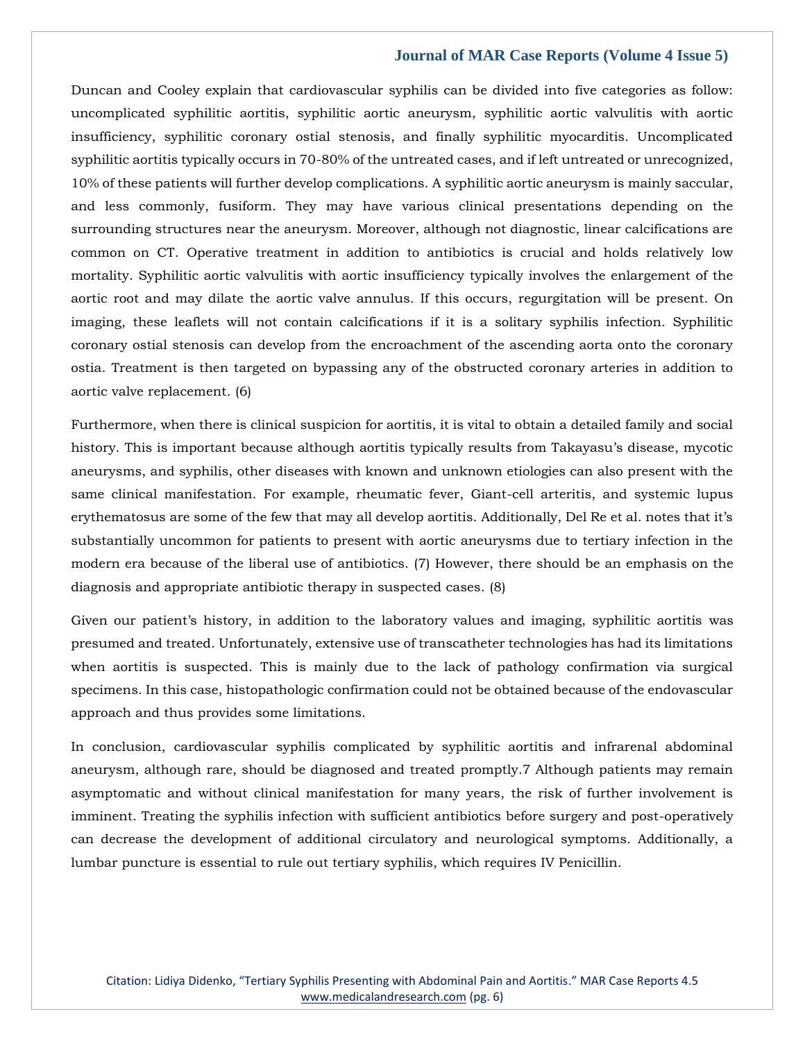Duncan and Cooley explain that cardiovascular syphilis can be divided into five categories as follow: uncomplicated syphilitic aortitis, syphilitic aortic aneurysm, syphilitic aortic valvulitis with aortic insufficiency, syphilitic coronary ostial stenosis, and finally syphilitic myocarditis. Uncomplicated syphilitic aortitis typically occurs in 70-80% of the untreated cases, and if left untreated or unrecognized, 10% of these patients will further develop complications. A syphilitic aortic aneurysm is mainly saccular, and less commonly, fusiform. They may have various clinical presentations depending on the surrounding structures near the aneurysm. Moreover, although not diagnostic, linear calcifications are common on CT. Operative treatment in addition to antibiotics is crucial and holds relatively low mortality. Syphilitic aortic valvulitis with aortic insufficiency typically involves the enlargement of the aortic root and may dilate the aortic valve annulus. If this occurs, regurgitation will be present. On imaging, these leaflets will not contain calcifications if it is a solitary syphilis infection. Syphilitic coronary ostial stenosis can develop from the encroachment of the ascending aorta onto the coronary ostia. Treatment is then targeted on bypassing any of the obstructed coronary arteries in addition to aortic valve replacement. (6)

Furthermore, when there is clinical suspicion for aortitis, it is vital to obtain a detailed family and social history. This is important because although aortitis typically results from Takayasu's disease, mycotic aneurysms, and syphilis, other diseases with known and unknown etiologies can also present with the same clinical manifestation. For example, rheumatic fever, Giant-cell arteritis, and systemic lupus erythematosus are some of the few that may all develop aortitis. Additionally, Del Re et al. notes that it's substantially uncommon for patients to present with aortic aneurysms due to tertiary infection in the modern era because of the liberal use of antibiotics. (7) However, there should be an emphasis on the diagnosis and appropriate antibiotic therapy in suspected cases. (8)

Given our patient's history, in addition to the laboratory values and imaging, syphilitic aortitis was presumed and treated. Unfortunately, extensive use of transcatheter technologies has had its limitations when aortitis is suspected. This is mainly due to the lack of pathology confirmation via surgical specimens. In this case, histopathologic confirmation could not be obtained because of the endovascular approach and thus provides some limitations.

In conclusion, cardiovascular syphilis complicated by syphilitic aortitis and infrarenal abdominal aneurysm, although rare, should be diagnosed and treated promptly.7 Although patients may remain asymptomatic and without clinical manifestation for many years, the risk of further involvement is imminent. Treating the syphilis infection with sufficient antibiotics before surgery and post-operatively can decrease the development of additional circulatory and neurological symptoms. Additionally, a lumbar puncture is essential to rule out tertiary syphilis, which requires IV Penicillin.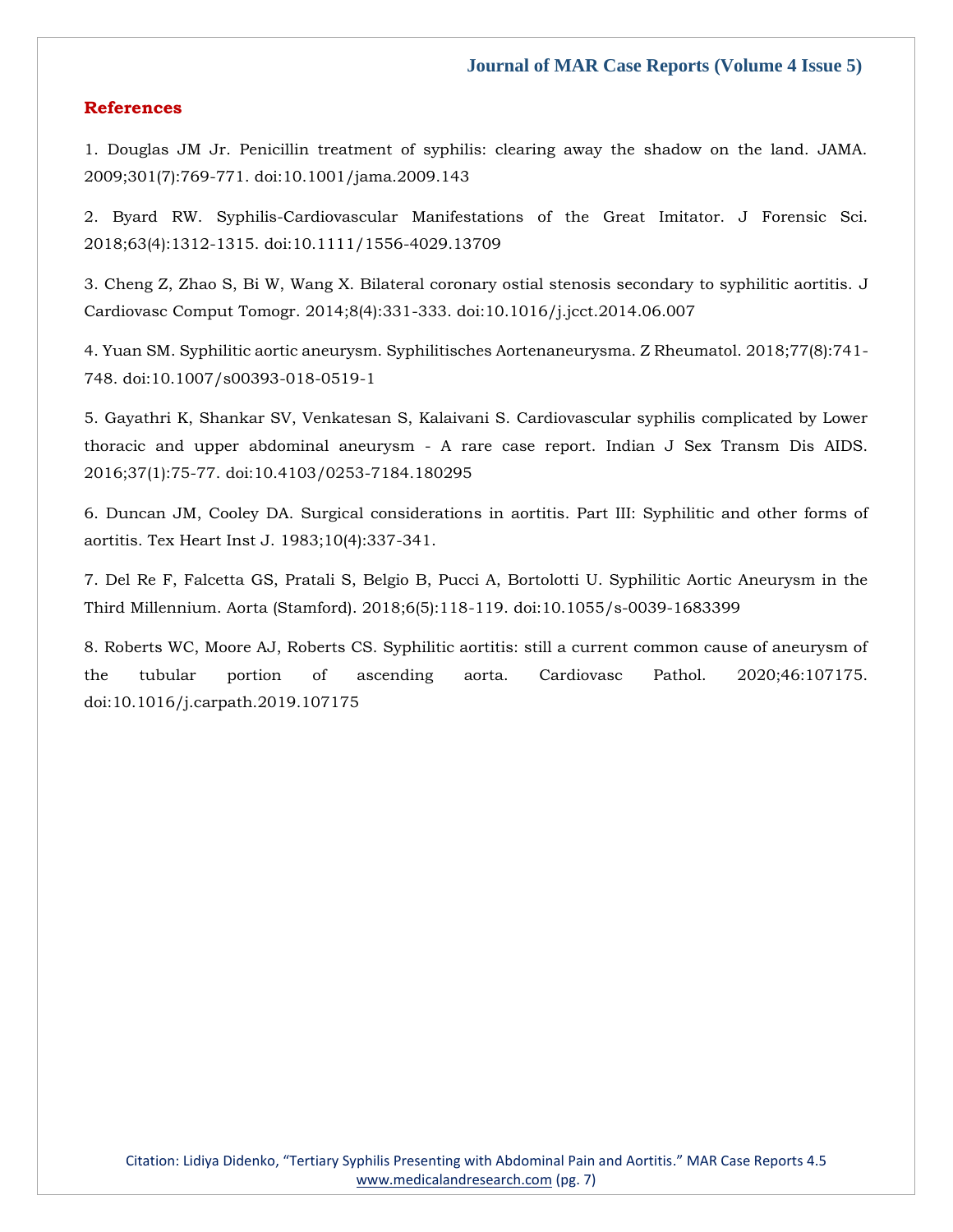## References

1. Douglas JM Jr. Penicillin treatment of syphilis: clearing away the shadow on the land. JAMA. 2009;301(7):769-771. doi:10.1001/jama.2009.143

2. Byard RW. Syphilis-Cardiovascular Manifestations of the Great Imitator. J Forensic Sci. 2018;63(4):1312-1315. doi:10.1111/1556-4029.13709

3. Cheng Z, Zhao S, Bi W, Wang X. Bilateral coronary ostial stenosis secondary to syphilitic aortitis. J Cardiovasc Comput Tomogr. 2014;8(4):331-333. doi:10.1016/j.jcct.2014.06.007

4. Yuan SM. Syphilitic aortic aneurysm. Syphilitisches Aortenaneurysma. Z Rheumatol. 2018;77(8):741-748. doi:10.1007/s00393-018-0519-1

5. Gayathri K, Shankar SV, Venkatesan S, Kalaivani S. Cardiovascular syphilis complicated by Lower thoracic and upper abdominal aneurysm - A rare case report. Indian J Sex Transm Dis AIDS. 2016;37(1):75-77. doi:10.4103/0253-7184.180295

6. Duncan JM, Cooley DA. Surgical considerations in aortitis. Part III: Syphilitic and other forms of aortitis. Tex Heart Inst J. 1983;10(4):337-341.

7. Del Re F, Falcetta GS, Pratali S, Belgio B, Pucci A, Bortolotti U. Syphilitic Aortic Aneurysm in the Third Millennium. Aorta (Stamford). 2018;6(5):118-119. doi:10.1055/s-0039-1683399

8. Roberts WC, Moore AJ, Roberts CS. Syphilitic aortitis: still a current common cause of aneurysm of the tubular portion of ascending aorta. Cardiovasc Pathol. 2020;46:107175. doi:10.1016/j.carpath.2019.107175